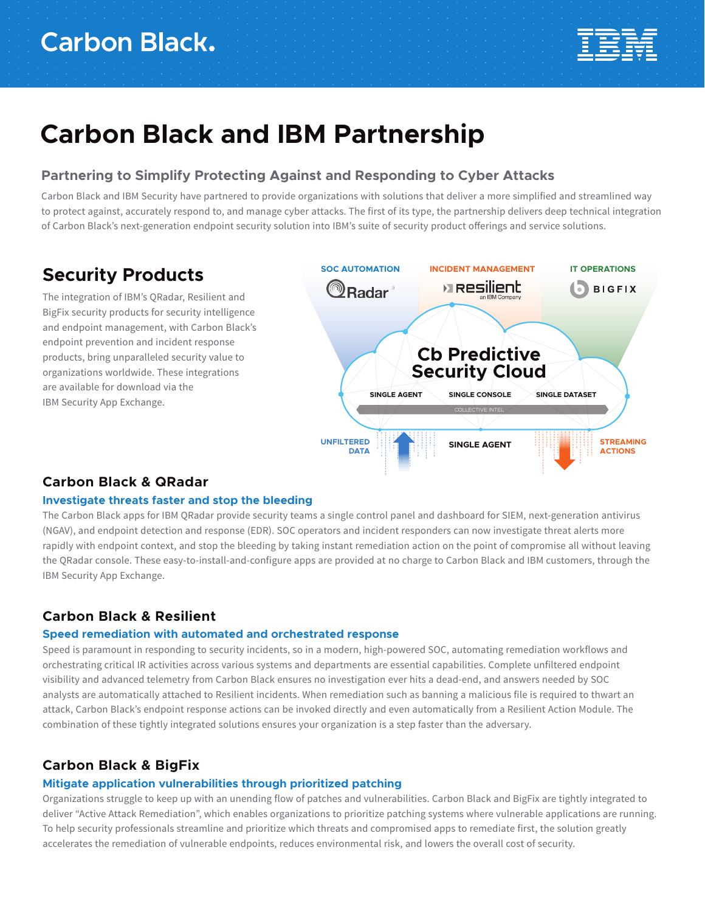Carbon Black.

IBM

# Carbon Black and IBM Partnership

## Partnering to Simplify Protecting Against and Responding to Cyber Attacks

Carbon Black and IBM Security have partnered to provide organizations with solutions that deliver a more simplified and streamlined way to protect against, accurately respond to, and manage cyber attacks. The first of its type, the partnership delivers deep technical integration of Carbon Black's next-generation endpoint security solution into IBM's suite of security product offerings and service solutions.

## Security Products

The integration of IBM's QRadar, Resilient and BigFix security products for security intelligence and endpoint management, with Carbon Black's endpoint prevention and incident response products, bring unparalleled security value to organizations worldwide. These integrations are available for download via the IBM Security App Exchange.

SOC AUTOMATION — QRadar
INCIDENT MANAGEMENT — Resilient, an IBM Company
IT OPERATIONS — BIGFIX

Cb Predictive Security Cloud

SINGLE AGENT | SINGLE CONSOLE | SINGLE DATASET

COLLECTIVE INTEL

UNFILTERED DATA | SINGLE AGENT | STREAMING ACTIONS

### Carbon Black & QRadar

#### Investigate threats faster and stop the bleeding

The Carbon Black apps for IBM QRadar provide security teams a single control panel and dashboard for SIEM, next-generation antivirus (NGAV), and endpoint detection and response (EDR). SOC operators and incident responders can now investigate threat alerts more rapidly with endpoint context, and stop the bleeding by taking instant remediation action on the point of compromise all without leaving the QRadar console. These easy-to-install-and-configure apps are provided at no charge to Carbon Black and IBM customers, through the IBM Security App Exchange.

### Carbon Black & Resilient

#### Speed remediation with automated and orchestrated response

Speed is paramount in responding to security incidents, so in a modern, high-powered SOC, automating remediation workflows and orchestrating critical IR activities across various systems and departments are essential capabilities. Complete unfiltered endpoint visibility and advanced telemetry from Carbon Black ensures no investigation ever hits a dead-end, and answers needed by SOC analysts are automatically attached to Resilient incidents. When remediation such as banning a malicious file is required to thwart an attack, Carbon Black's endpoint response actions can be invoked directly and even automatically from a Resilient Action Module. The combination of these tightly integrated solutions ensures your organization is a step faster than the adversary.

### Carbon Black & BigFix

#### Mitigate application vulnerabilities through prioritized patching

Organizations struggle to keep up with an unending flow of patches and vulnerabilities. Carbon Black and BigFix are tightly integrated to deliver "Active Attack Remediation", which enables organizations to prioritize patching systems where vulnerable applications are running. To help security professionals streamline and prioritize which threats and compromised apps to remediate first, the solution greatly accelerates the remediation of vulnerable endpoints, reduces environmental risk, and lowers the overall cost of security.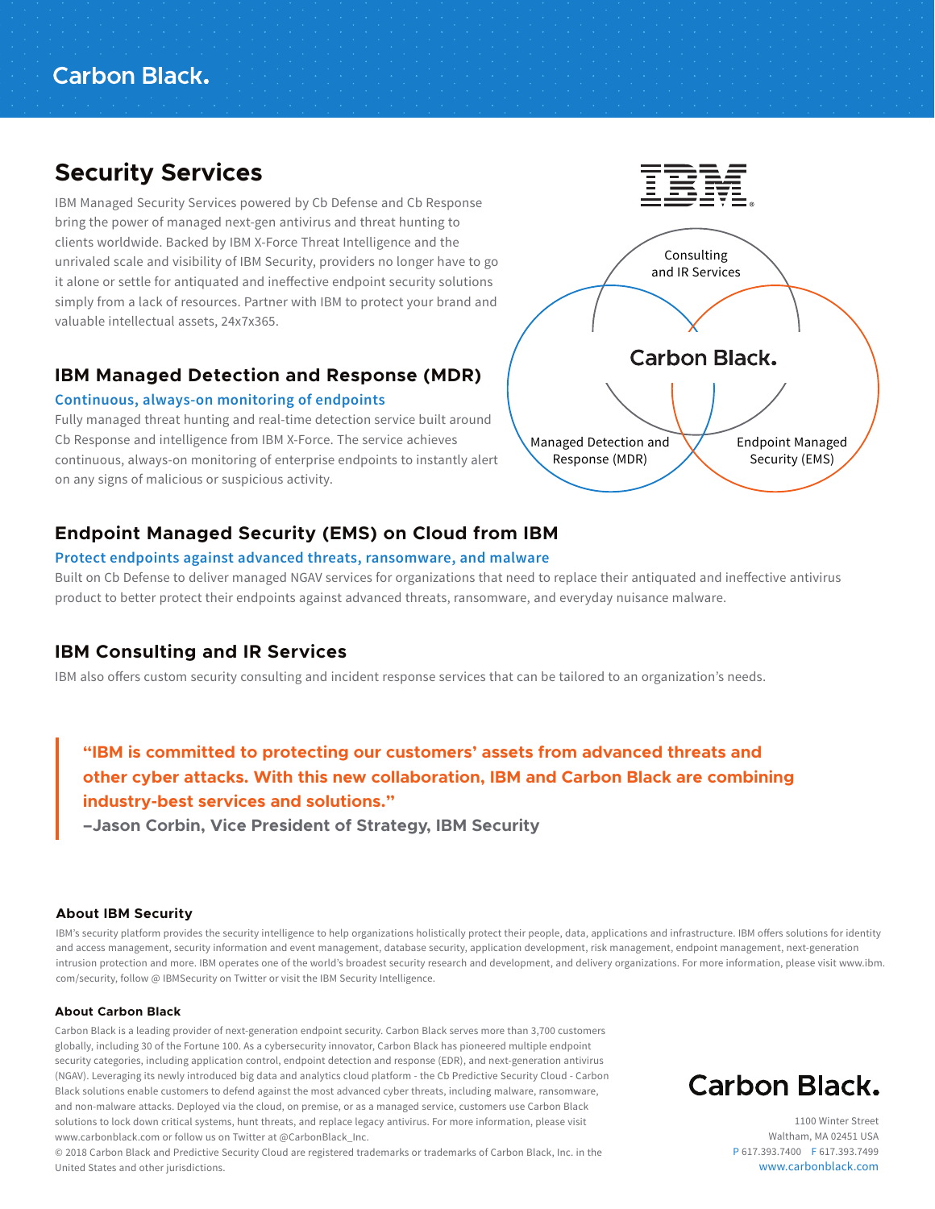Carbon Black.

## Security Services

IBM Managed Security Services powered by Cb Defense and Cb Response bring the power of managed next-gen antivirus and threat hunting to clients worldwide. Backed by IBM X-Force Threat Intelligence and the unrivaled scale and visibility of IBM Security, providers no longer have to go it alone or settle for antiquated and ineffective endpoint security solutions simply from a lack of resources. Partner with IBM to protect your brand and valuable intellectual assets, 24x7x365.

IBM

Consulting and IR Services

Carbon Black.

Managed Detection and Response (MDR)

Endpoint Managed Security (EMS)

### IBM Managed Detection and Response (MDR)

**Continuous, always-on monitoring of endpoints**

Fully managed threat hunting and real-time detection service built around Cb Response and intelligence from IBM X-Force. The service achieves continuous, always-on monitoring of enterprise endpoints to instantly alert on any signs of malicious or suspicious activity.

### Endpoint Managed Security (EMS) on Cloud from IBM

**Protect endpoints against advanced threats, ransomware, and malware**

Built on Cb Defense to deliver managed NGAV services for organizations that need to replace their antiquated and ineffective antivirus product to better protect their endpoints against advanced threats, ransomware, and everyday nuisance malware.

### IBM Consulting and IR Services

IBM also offers custom security consulting and incident response services that can be tailored to an organization's needs.

> **"IBM is committed to protecting our customers' assets from advanced threats and other cyber attacks. With this new collaboration, IBM and Carbon Black are combining industry-best services and solutions."**
>
> **–Jason Corbin, Vice President of Strategy, IBM Security**

#### About IBM Security

IBM's security platform provides the security intelligence to help organizations holistically protect their people, data, applications and infrastructure. IBM offers solutions for identity and access management, security information and event management, database security, application development, risk management, endpoint management, next-generation intrusion protection and more. IBM operates one of the world's broadest security research and development, and delivery organizations. For more information, please visit www.ibm.com/security, follow @ IBMSecurity on Twitter or visit the IBM Security Intelligence.

#### About Carbon Black

Carbon Black is a leading provider of next-generation endpoint security. Carbon Black serves more than 3,700 customers globally, including 30 of the Fortune 100. As a cybersecurity innovator, Carbon Black has pioneered multiple endpoint security categories, including application control, endpoint detection and response (EDR), and next-generation antivirus (NGAV). Leveraging its newly introduced big data and analytics cloud platform - the Cb Predictive Security Cloud - Carbon Black solutions enable customers to defend against the most advanced cyber threats, including malware, ransomware, and non-malware attacks. Deployed via the cloud, on premise, or as a managed service, customers use Carbon Black solutions to lock down critical systems, hunt threats, and replace legacy antivirus. For more information, please visit www.carbonblack.com or follow us on Twitter at @CarbonBlack_Inc.

© 2018 Carbon Black and Predictive Security Cloud are registered trademarks or trademarks of Carbon Black, Inc. in the United States and other jurisdictions.

Carbon Black.

1100 Winter Street
Waltham, MA 02451 USA
P 617.393.7400 F 617.393.7499
www.carbonblack.com